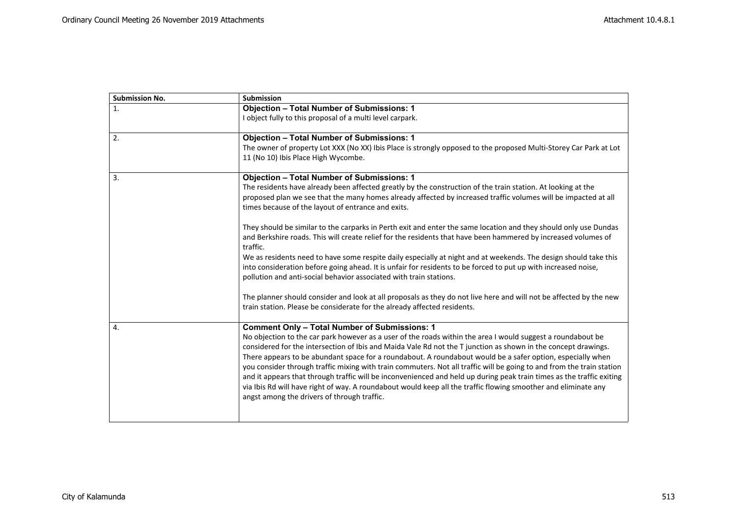| Submission No. | Submission |
|---|---|
| 1. | **Objection – Total Number of Submissions: 1**<br>I object fully to this proposal of a multi level carpark. |
| 2. | **Objection – Total Number of Submissions: 1**<br>The owner of property Lot XXX (No XX) Ibis Place is strongly opposed to the proposed Multi-Storey Car Park at Lot 11 (No 10) Ibis Place High Wycombe. |
| 3. | **Objection – Total Number of Submissions: 1**<br>The residents have already been affected greatly by the construction of the train station. At looking at the proposed plan we see that the many homes already affected by increased traffic volumes will be impacted at all times because of the layout of entrance and exits.<br><br>They should be similar to the carparks in Perth exit and enter the same location and they should only use Dundas and Berkshire roads. This will create relief for the residents that have been hammered by increased volumes of traffic.<br>We as residents need to have some respite daily especially at night and at weekends. The design should take this into consideration before going ahead. It is unfair for residents to be forced to put up with increased noise, pollution and anti-social behavior associated with train stations.<br><br>The planner should consider and look at all proposals as they do not live here and will not be affected by the new train station. Please be considerate for the already affected residents. |
| 4. | **Comment Only – Total Number of Submissions: 1**<br>No objection to the car park however as a user of the roads within the area I would suggest a roundabout be considered for the intersection of Ibis and Maida Vale Rd not the T junction as shown in the concept drawings. There appears to be abundant space for a roundabout. A roundabout would be a safer option, especially when you consider through traffic mixing with train commuters. Not all traffic will be going to and from the train station and it appears that through traffic will be inconvenienced and held up during peak train times as the traffic exiting via Ibis Rd will have right of way. A roundabout would keep all the traffic flowing smoother and eliminate any angst among the drivers of through traffic. |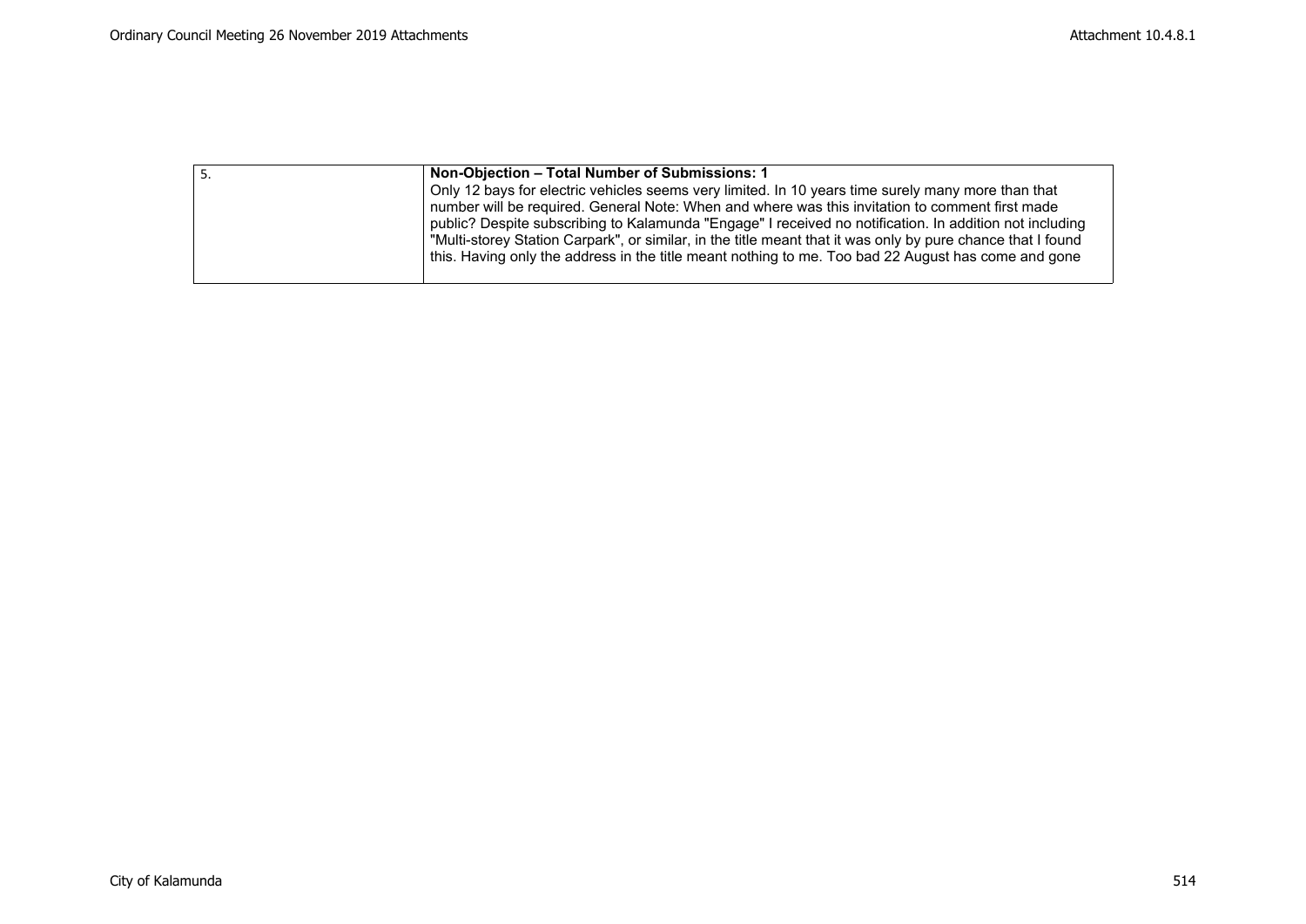| | |
|---|---|
| 5. | **Non-Objection – Total Number of Submissions: 1**<br>Only 12 bays for electric vehicles seems very limited. In 10 years time surely many more than that number will be required. General Note: When and where was this invitation to comment first made public? Despite subscribing to Kalamunda "Engage" I received no notification. In addition not including "Multi-storey Station Carpark", or similar, in the title meant that it was only by pure chance that I found this. Having only the address in the title meant nothing to me. Too bad 22 August has come and gone |